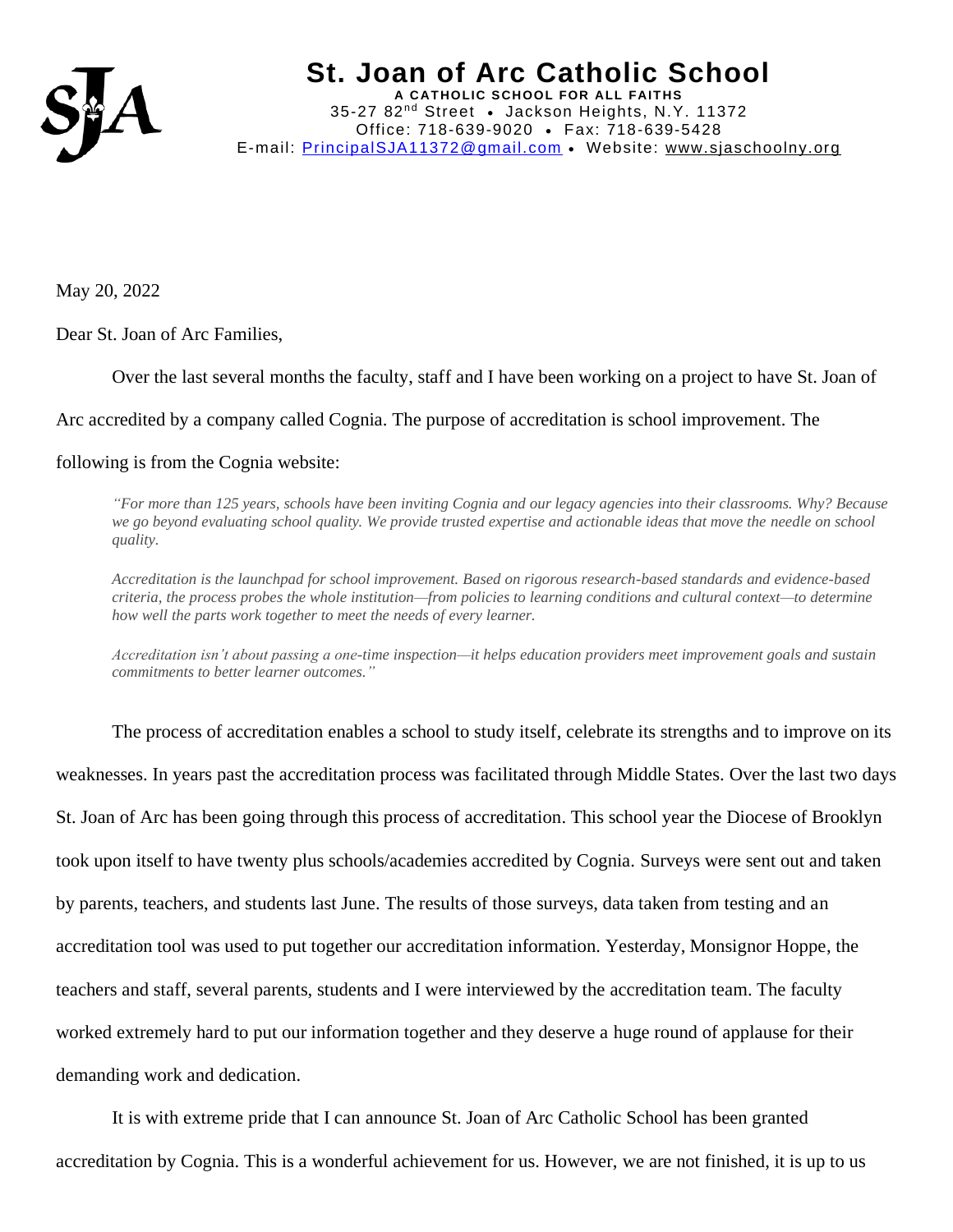# St. Joan of Arc Catholic School

**A CATHOLIC SCHOOL FOR ALL FAITHS**

35-27 82nd Street • Jackson Heights, N.Y. 11372
Office: 718-639-9020 • Fax: 718-639-5428
E-mail: PrincipalSJA11372@gmail.com • Website: www.sjaschoolny.org

May 20, 2022

Dear St. Joan of Arc Families,

Over the last several months the faculty, staff and I have been working on a project to have St. Joan of Arc accredited by a company called Cognia. The purpose of accreditation is school improvement. The following is from the Cognia website:

> *"For more than 125 years, schools have been inviting Cognia and our legacy agencies into their classrooms. Why? Because we go beyond evaluating school quality. We provide trusted expertise and actionable ideas that move the needle on school quality.*
>
> *Accreditation is the launchpad for school improvement. Based on rigorous research-based standards and evidence-based criteria, the process probes the whole institution—from policies to learning conditions and cultural context—to determine how well the parts work together to meet the needs of every learner.*
>
> *Accreditation isn't about passing a one-time inspection—it helps education providers meet improvement goals and sustain commitments to better learner outcomes."*

The process of accreditation enables a school to study itself, celebrate its strengths and to improve on its weaknesses. In years past the accreditation process was facilitated through Middle States. Over the last two days St. Joan of Arc has been going through this process of accreditation. This school year the Diocese of Brooklyn took upon itself to have twenty plus schools/academies accredited by Cognia. Surveys were sent out and taken by parents, teachers, and students last June. The results of those surveys, data taken from testing and an accreditation tool was used to put together our accreditation information. Yesterday, Monsignor Hoppe, the teachers and staff, several parents, students and I were interviewed by the accreditation team. The faculty worked extremely hard to put our information together and they deserve a huge round of applause for their demanding work and dedication.

It is with extreme pride that I can announce St. Joan of Arc Catholic School has been granted accreditation by Cognia. This is a wonderful achievement for us. However, we are not finished, it is up to us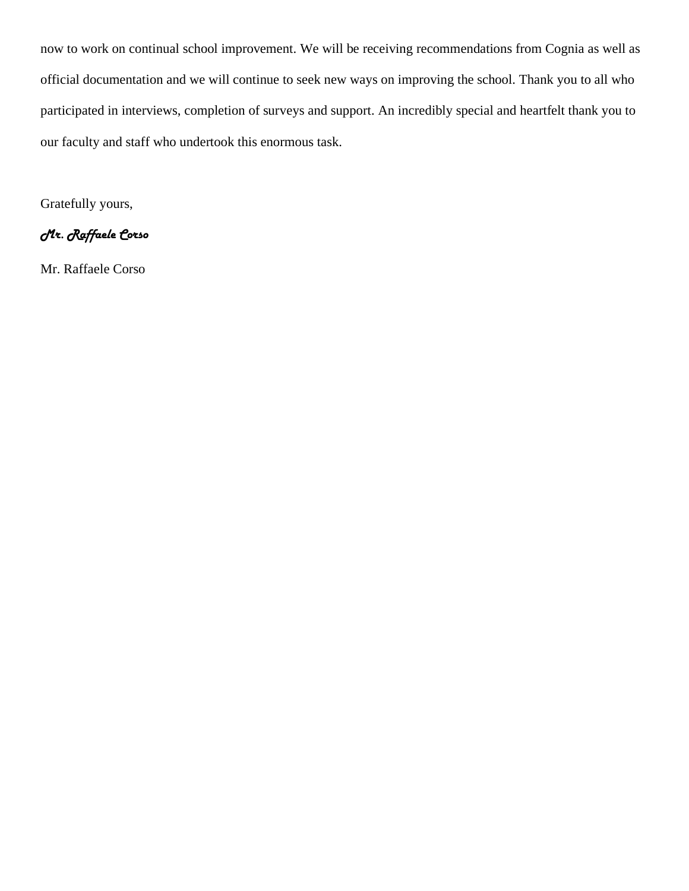now to work on continual school improvement. We will be receiving recommendations from Cognia as well as official documentation and we will continue to seek new ways on improving the school. Thank you to all who participated in interviews, completion of surveys and support. An incredibly special and heartfelt thank you to our faculty and staff who undertook this enormous task.

Gratefully yours,

*Mr. Raffaele Corso*

Mr. Raffaele Corso